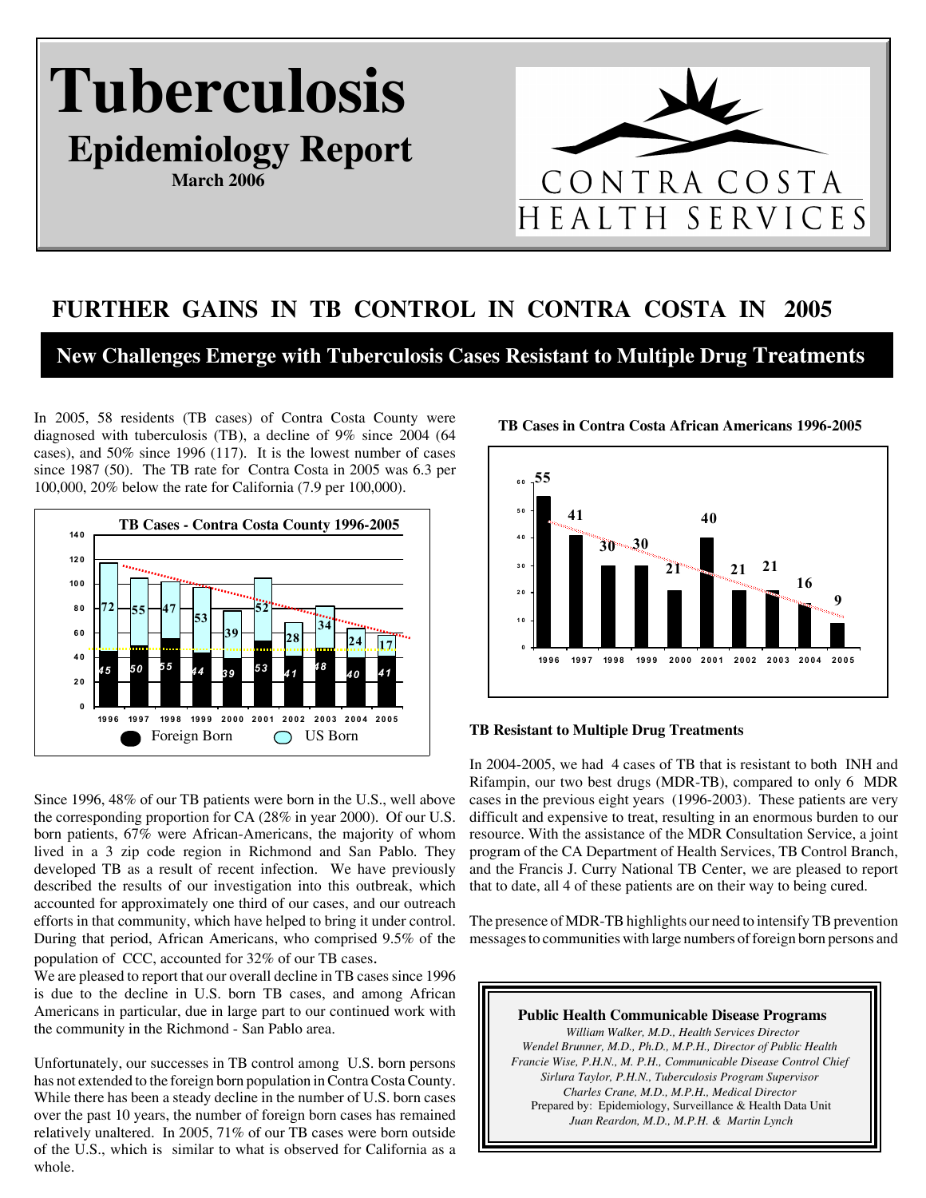# Tuberculosis

## Epidemiology Report

**March 2006**

CONTRA COSTA HEALTH SERVICES

## FURTHER GAINS IN TB CONTROL IN CONTRA COSTA IN 2005

### New Challenges Emerge with Tuberculosis Cases Resistant to Multiple Drug Treatments

In 2005, 58 residents (TB cases) of Contra Costa County were diagnosed with tuberculosis (TB), a decline of 9% since 2004 (64 cases), and 50% since 1996 (117). It is the lowest number of cases since 1987 (50). The TB rate for Contra Costa in 2005 was 6.3 per 100,000, 20% below the rate for California (7.9 per 100,000).

**TB Cases - Contra Costa County 1996-2005**

| Year | Foreign Born | US Born |
|---|---|---|
| 1996 | 45 | 72 |
| 1997 | 50 | 55 |
| 1998 | 55 | 47 |
| 1999 | 44 | 53 |
| 2000 | 39 | 39 |
| 2001 | 53 | 52 |
| 2002 | 41 | 28 |
| 2003 | 48 | 34 |
| 2004 | 40 | 24 |
| 2005 | 41 | 17 |

Since 1996, 48% of our TB patients were born in the U.S., well above the corresponding proportion for CA (28% in year 2000). Of our U.S. born patients, 67% were African-Americans, the majority of whom lived in a 3 zip code region in Richmond and San Pablo. They developed TB as a result of recent infection. We have previously described the results of our investigation into this outbreak, which accounted for approximately one third of our cases, and our outreach efforts in that community, which have helped to bring it under control. During that period, African Americans, who comprised 9.5% of the population of CCC, accounted for 32% of our TB cases.

We are pleased to report that our overall decline in TB cases since 1996 is due to the decline in U.S. born TB cases, and among African Americans in particular, due in large part to our continued work with the community in the Richmond - San Pablo area.

Unfortunately, our successes in TB control among U.S. born persons has not extended to the foreign born population in Contra Costa County. While there has been a steady decline in the number of U.S. born cases over the past 10 years, the number of foreign born cases has remained relatively unaltered. In 2005, 71% of our TB cases were born outside of the U.S., which is similar to what is observed for California as a whole.

**TB Cases in Contra Costa African Americans 1996-2005**

| Year | Cases |
|---|---|
| 1996 | 55 |
| 1997 | 41 |
| 1998 | 30 |
| 1999 | 30 |
| 2000 | 21 |
| 2001 | 40 |
| 2002 | 21 |
| 2003 | 21 |
| 2004 | 16 |
| 2005 | 9 |

**TB Resistant to Multiple Drug Treatments**

In 2004-2005, we had 4 cases of TB that is resistant to both INH and Rifampin, our two best drugs (MDR-TB), compared to only 6 MDR cases in the previous eight years (1996-2003). These patients are very difficult and expensive to treat, resulting in an enormous burden to our resource. With the assistance of the MDR Consultation Service, a joint program of the CA Department of Health Services, TB Control Branch, and the Francis J. Curry National TB Center, we are pleased to report that to date, all 4 of these patients are on their way to being cured.

The presence of MDR-TB highlights our need to intensify TB prevention messages to communities with large numbers of foreign born persons and

**Public Health Communicable Disease Programs**

*William Walker, M.D., Health Services Director*
*Wendel Brunner, M.D., Ph.D., M.P.H., Director of Public Health*
*Francie Wise, P.H.N., M. P.H., Communicable Disease Control Chief*
*Sirlura Taylor, P.H.N., Tuberculosis Program Supervisor*
*Charles Crane, M.D., M.P.H., Medical Director*
Prepared by: Epidemiology, Surveillance & Health Data Unit
*Juan Reardon, M.D., M.P.H. & Martin Lynch*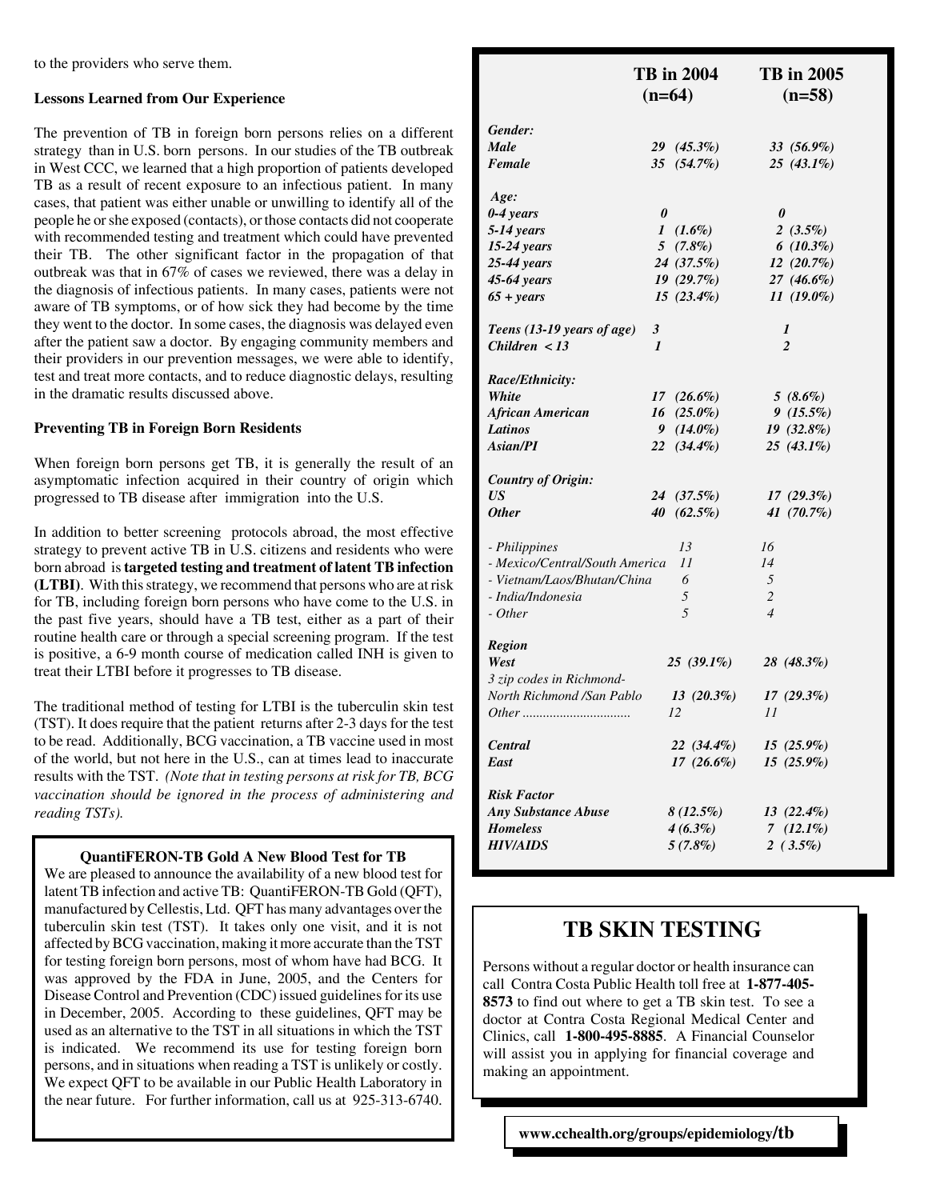to the providers who serve them.

**Lessons Learned from Our Experience**

The prevention of TB in foreign born persons relies on a different strategy than in U.S. born persons. In our studies of the TB outbreak in West CCC, we learned that a high proportion of patients developed TB as a result of recent exposure to an infectious patient. In many cases, that patient was either unable or unwilling to identify all of the people he or she exposed (contacts), or those contacts did not cooperate with recommended testing and treatment which could have prevented their TB. The other significant factor in the propagation of that outbreak was that in 67% of cases we reviewed, there was a delay in the diagnosis of infectious patients. In many cases, patients were not aware of TB symptoms, or of how sick they had become by the time they went to the doctor. In some cases, the diagnosis was delayed even after the patient saw a doctor. By engaging community members and their providers in our prevention messages, we were able to identify, test and treat more contacts, and to reduce diagnostic delays, resulting in the dramatic results discussed above.

**Preventing TB in Foreign Born Residents**

When foreign born persons get TB, it is generally the result of an asymptomatic infection acquired in their country of origin which progressed to TB disease after immigration into the U.S.

In addition to better screening protocols abroad, the most effective strategy to prevent active TB in U.S. citizens and residents who were born abroad is **targeted testing and treatment of latent TB infection (LTBI)**. With this strategy, we recommend that persons who are at risk for TB, including foreign born persons who have come to the U.S. in the past five years, should have a TB test, either as a part of their routine health care or through a special screening program. If the test is positive, a 6-9 month course of medication called INH is given to treat their LTBI before it progresses to TB disease.

The traditional method of testing for LTBI is the tuberculin skin test (TST). It does require that the patient returns after 2-3 days for the test to be read. Additionally, BCG vaccination, a TB vaccine used in most of the world, but not here in the U.S., can at times lead to inaccurate results with the TST. *(Note that in testing persons at risk for TB, BCG vaccination should be ignored in the process of administering and reading TSTs).*

**QuantiFERON-TB Gold A New Blood Test for TB**

We are pleased to announce the availability of a new blood test for latent TB infection and active TB: QuantiFERON-TB Gold (QFT), manufactured by Cellestis, Ltd. QFT has many advantages over the tuberculin skin test (TST). It takes only one visit, and it is not affected by BCG vaccination, making it more accurate than the TST for testing foreign born persons, most of whom have had BCG. It was approved by the FDA in June, 2005, and the Centers for Disease Control and Prevention (CDC) issued guidelines for its use in December, 2005. According to these guidelines, QFT may be used as an alternative to the TST in all situations in which the TST is indicated. We recommend its use for testing foreign born persons, and in situations when reading a TST is unlikely or costly. We expect QFT to be available in our Public Health Laboratory in the near future. For further information, call us at 925-313-6740.

| | **TB in 2004 (n=64)** | **TB in 2005 (n=58)** |
|---|---|---|
| ***Gender:*** | | |
| ***Male*** | *29 (45.3%)* | *33 (56.9%)* |
| ***Female*** | *35 (54.7%)* | *25 (43.1%)* |
| ***Age:*** | | |
| ***0-4 years*** | ***0*** | ***0*** |
| ***5-14 years*** | *1 (1.6%)* | *2 (3.5%)* |
| ***15-24 years*** | *5 (7.8%)* | *6 (10.3%)* |
| ***25-44 years*** | *24 (37.5%)* | *12 (20.7%)* |
| ***45-64 years*** | *19 (29.7%)* | *27 (46.6%)* |
| ***65 + years*** | *15 (23.4%)* | *11 (19.0%)* |
| ***Teens (13-19 years of age)*** | ***3*** | ***1*** |
| ***Children < 13*** | ***1*** | ***2*** |
| ***Race/Ethnicity:*** | | |
| ***White*** | *17 (26.6%)* | *5 (8.6%)* |
| ***African American*** | *16 (25.0%)* | *9 (15.5%)* |
| ***Latinos*** | *9 (14.0%)* | *19 (32.8%)* |
| ***Asian/PI*** | *22 (34.4%)* | *25 (43.1%)* |
| ***Country of Origin:*** | | |
| ***US*** | *24 (37.5%)* | *17 (29.3%)* |
| ***Other*** | *40 (62.5%)* | *41 (70.7%)* |
| *- Philippines* | *13* | *16* |
| *- Mexico/Central/South America* | *11* | *14* |
| *- Vietnam/Laos/Bhutan/China* | *6* | *5* |
| *- India/Indonesia* | *5* | *2* |
| *- Other* | *5* | *4* |
| ***Region*** | | |
| ***West*** | *25 (39.1%)* | *28 (48.3%)* |
| *3 zip codes in Richmond-North Richmond /San Pablo* | *13 (20.3%)* | *17 (29.3%)* |
| *Other ...............................* | *12* | *11* |
| ***Central*** | *22 (34.4%)* | *15 (25.9%)* |
| ***East*** | *17 (26.6%)* | *15 (25.9%)* |
| ***Risk Factor*** | | |
| ***Any Substance Abuse*** | *8 (12.5%)* | *13 (22.4%)* |
| ***Homeless*** | *4 (6.3%)* | *7 (12.1%)* |
| ***HIV/AIDS*** | *5 (7.8%)* | *2 ( 3.5%)* |

## TB SKIN TESTING

Persons without a regular doctor or health insurance can call Contra Costa Public Health toll free at **1-877-405-8573** to find out where to get a TB skin test. To see a doctor at Contra Costa Regional Medical Center and Clinics, call **1-800-495-8885**. A Financial Counselor will assist you in applying for financial coverage and making an appointment.

**www.cchealth.org/groups/epidemiology/tb**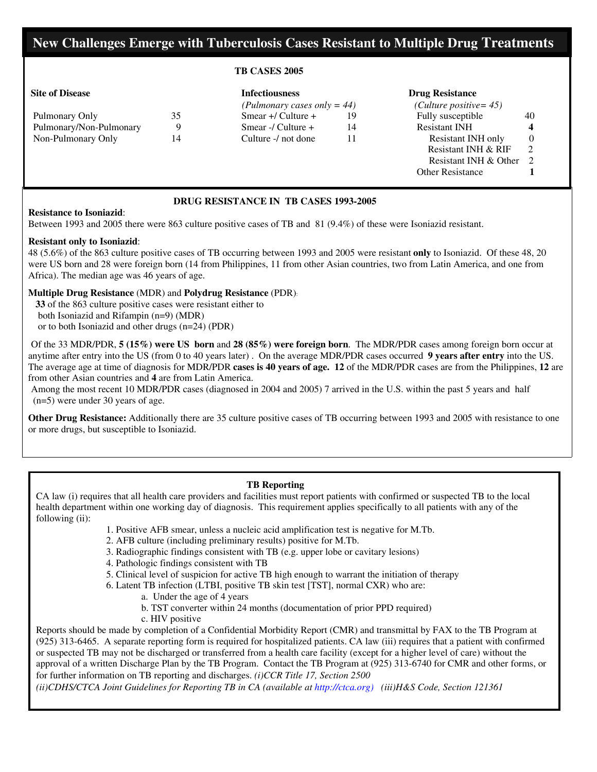# New Challenges Emerge with Tuberculosis Cases Resistant to Multiple Drug Treatments

**TB CASES 2005**

| **Site of Disease** | |
|---|---|
| Pulmonary Only | 35 |
| Pulmonary/Non-Pulmonary | 9 |
| Non-Pulmonary Only | 14 |

| **Infectiousness** *(Pulmonary cases only = 44)* | |
|---|---|
| Smear +/ Culture + | 19 |
| Smear -/ Culture + | 14 |
| Culture -/ not done | 11 |

| **Drug Resistance** *(Culture positive= 45)* | |
|---|---|
| Fully susceptible | 40 |
| Resistant INH | **4** |
| Resistant INH only | 0 |
| Resistant INH & RIF | 2 |
| Resistant INH & Other | 2 |
| Other Resistance | **1** |

**DRUG RESISTANCE IN TB CASES 1993-2005**

**Resistance to Isoniazid**:
Between 1993 and 2005 there were 863 culture positive cases of TB and 81 (9.4%) of these were Isoniazid resistant.

**Resistant only to Isoniazid**:
48 (5.6%) of the 863 culture positive cases of TB occurring between 1993 and 2005 were resistant **only** to Isoniazid. Of these 48, 20 were US born and 28 were foreign born (14 from Philippines, 11 from other Asian countries, two from Latin America, and one from Africa). The median age was 46 years of age.

**Multiple Drug Resistance** (MDR) and **Polydrug Resistance** (PDR):
**33** of the 863 culture positive cases were resistant either to both Isoniazid and Rifampin (n=9) (MDR) or to both Isoniazid and other drugs (n=24) (PDR)

Of the 33 MDR/PDR, **5 (15%) were US born** and **28 (85%) were foreign born**. The MDR/PDR cases among foreign born occur at anytime after entry into the US (from 0 to 40 years later) . On the average MDR/PDR cases occurred **9 years after entry** into the US. The average age at time of diagnosis for MDR/PDR **cases is 40 years of age. 12** of the MDR/PDR cases are from the Philippines, **12** are from other Asian countries and **4** are from Latin America.
Among the most recent 10 MDR/PDR cases (diagnosed in 2004 and 2005) 7 arrived in the U.S. within the past 5 years and half (n=5) were under 30 years of age.

**Other Drug Resistance:** Additionally there are 35 culture positive cases of TB occurring between 1993 and 2005 with resistance to one or more drugs, but susceptible to Isoniazid.

**TB Reporting**

CA law (i) requires that all health care providers and facilities must report patients with confirmed or suspected TB to the local health department within one working day of diagnosis. This requirement applies specifically to all patients with any of the following (ii):

1. Positive AFB smear, unless a nucleic acid amplification test is negative for M.Tb.
2. AFB culture (including preliminary results) positive for M.Tb.
3. Radiographic findings consistent with TB (e.g. upper lobe or cavitary lesions)
4. Pathologic findings consistent with TB
5. Clinical level of suspicion for active TB high enough to warrant the initiation of therapy
6. Latent TB infection (LTBI, positive TB skin test [TST], normal CXR) who are:
   a. Under the age of 4 years
   b. TST converter within 24 months (documentation of prior PPD required)
   c. HIV positive

Reports should be made by completion of a Confidential Morbidity Report (CMR) and transmittal by FAX to the TB Program at (925) 313-6465. A separate reporting form is required for hospitalized patients. CA law (iii) requires that a patient with confirmed or suspected TB may not be discharged or transferred from a health care facility (except for a higher level of care) without the approval of a written Discharge Plan by the TB Program. Contact the TB Program at (925) 313-6740 for CMR and other forms, or for further information on TB reporting and discharges. *(i)CCR Title 17, Section 2500*
*(ii)CDHS/CTCA Joint Guidelines for Reporting TB in CA (available at http://ctca.org) (iii)H&S Code, Section 121361*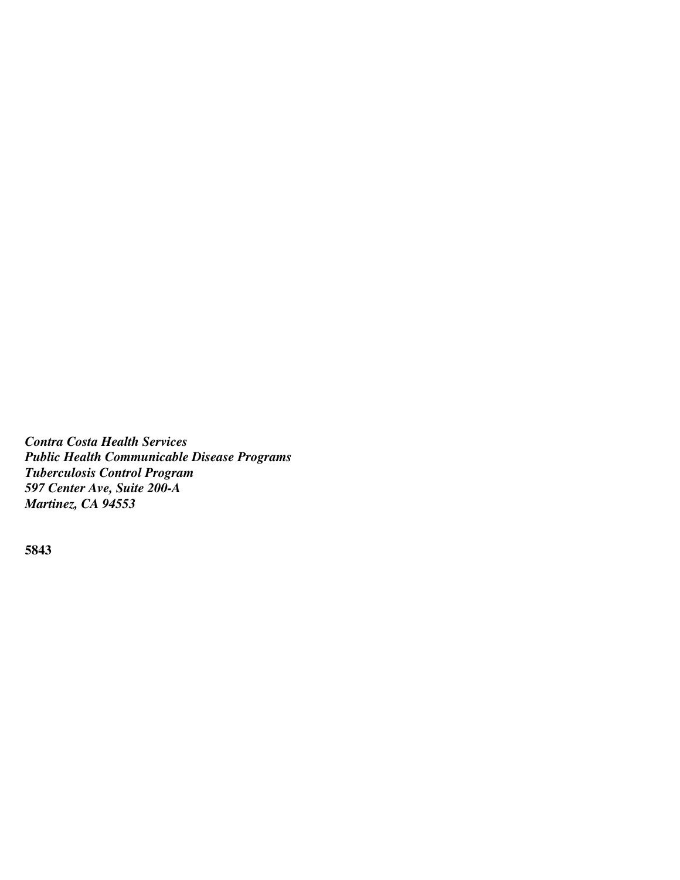***Contra Costa Health Services***
***Public Health Communicable Disease Programs***
***Tuberculosis Control Program***
***597 Center Ave, Suite 200-A***
***Martinez, CA 94553***

**5843**